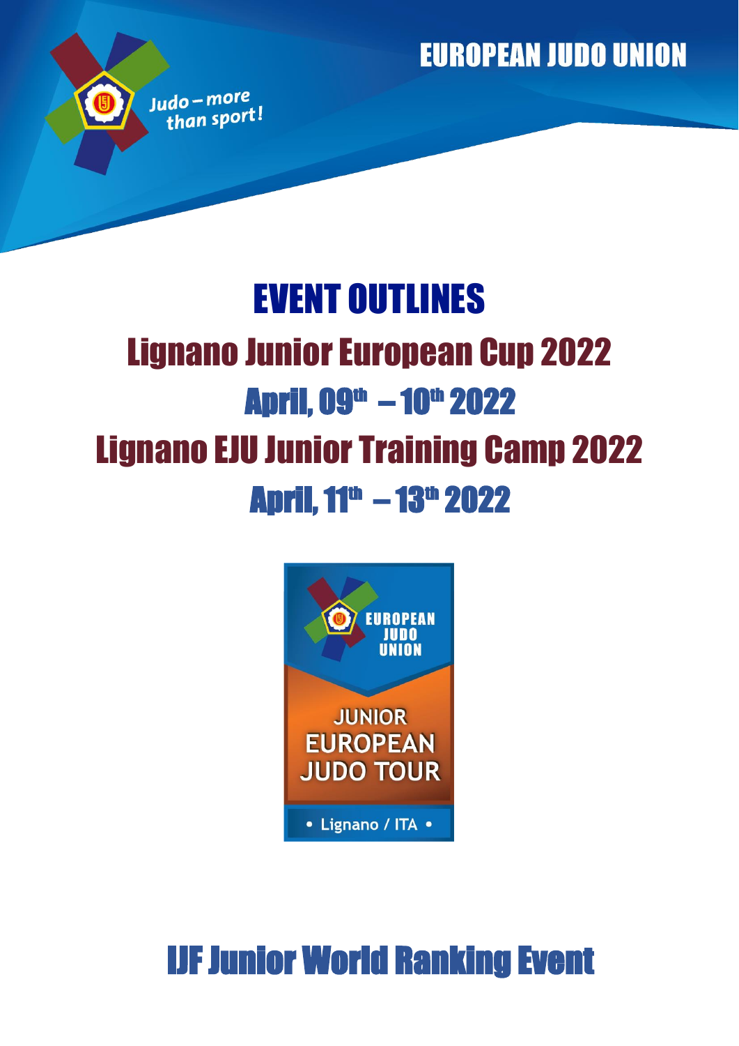EUROPEAN JUDO UNION

Judo – more than sport!

# EVENT OUTLINES

## Lignano Junior European Cup 2022

## April, 09th – 10th 2022

## Lignano EJU Junior Training Camp 2022

## April, 11th – 13th 2022

EUROPEAN JUDO UNION

JUNIOR EUROPEAN JUDO TOUR

• Lignano / ITA •

## IJF Junior World Ranking Event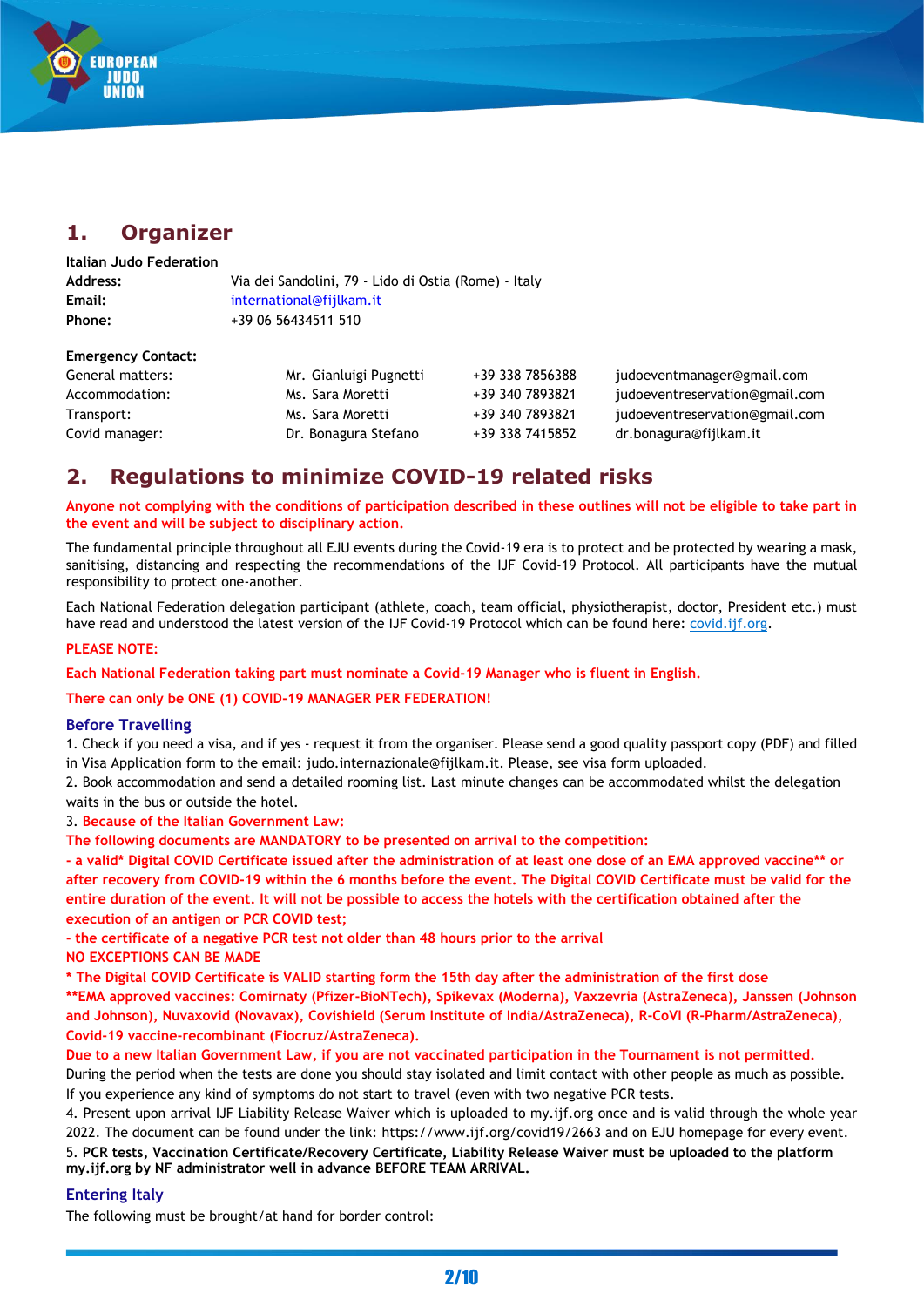## 1. Organizer

**Italian Judo Federation**

| | |
|---|---|
| **Address:** | Via dei Sandolini, 79 - Lido di Ostia (Rome) - Italy |
| **Email:** | international@fijlkam.it |
| **Phone:** | +39 06 56434511 510 |

**Emergency Contact:**

| | | | |
|---|---|---|---|
| General matters: | Mr. Gianluigi Pugnetti | +39 338 7856388 | judoeventmanager@gmail.com |
| Accommodation: | Ms. Sara Moretti | +39 340 7893821 | judoeventreservation@gmail.com |
| Transport: | Ms. Sara Moretti | +39 340 7893821 | judoeventreservation@gmail.com |
| Covid manager: | Dr. Bonagura Stefano | +39 338 7415852 | dr.bonagura@fijlkam.it |

## 2. Regulations to minimize COVID-19 related risks

**Anyone not complying with the conditions of participation described in these outlines will not be eligible to take part in the event and will be subject to disciplinary action.**

The fundamental principle throughout all EJU events during the Covid-19 era is to protect and be protected by wearing a mask, sanitising, distancing and respecting the recommendations of the IJF Covid-19 Protocol. All participants have the mutual responsibility to protect one-another.

Each National Federation delegation participant (athlete, coach, team official, physiotherapist, doctor, President etc.) must have read and understood the latest version of the IJF Covid-19 Protocol which can be found here: covid.ijf.org.

**PLEASE NOTE:**

**Each National Federation taking part must nominate a Covid-19 Manager who is fluent in English.**

**There can only be ONE (1) COVID-19 MANAGER PER FEDERATION!**

### Before Travelling

1. Check if you need a visa, and if yes - request it from the organiser. Please send a good quality passport copy (PDF) and filled in Visa Application form to the email: judo.internazionale@fijlkam.it. Please, see visa form uploaded.
2. Book accommodation and send a detailed rooming list. Last minute changes can be accommodated whilst the delegation waits in the bus or outside the hotel.
3. **Because of the Italian Government Law:**
**The following documents are MANDATORY to be presented on arrival to the competition:**
**- a valid* Digital COVID Certificate issued after the administration of at least one dose of an EMA approved vaccine** or after recovery from COVID-19 within the 6 months before the event. The Digital COVID Certificate must be valid for the entire duration of the event. It will not be possible to access the hotels with the certification obtained after the execution of an antigen or PCR COVID test;**
**- the certificate of a negative PCR test not older than 48 hours prior to the arrival**
**NO EXCEPTIONS CAN BE MADE**
**\* The Digital COVID Certificate is VALID starting form the 15th day after the administration of the first dose**
**\*\*EMA approved vaccines: Comirnaty (Pfizer-BioNTech), Spikevax (Moderna), Vaxzevria (AstraZeneca), Janssen (Johnson and Johnson), Nuvaxovid (Novavax), Covishield (Serum Institute of India/AstraZeneca), R-CoVI (R-Pharm/AstraZeneca), Covid-19 vaccine-recombinant (Fiocruz/AstraZeneca).**
**Due to a new Italian Government Law, if you are not vaccinated participation in the Tournament is not permitted.**
During the period when the tests are done you should stay isolated and limit contact with other people as much as possible. If you experience any kind of symptoms do not start to travel (even with two negative PCR tests.
4. Present upon arrival IJF Liability Release Waiver which is uploaded to my.ijf.org once and is valid through the whole year 2022. The document can be found under the link: https://www.ijf.org/covid19/2663 and on EJU homepage for every event.
5. **PCR tests, Vaccination Certificate/Recovery Certificate, Liability Release Waiver must be uploaded to the platform my.ijf.org by NF administrator well in advance BEFORE TEAM ARRIVAL.**

### Entering Italy

The following must be brought/at hand for border control: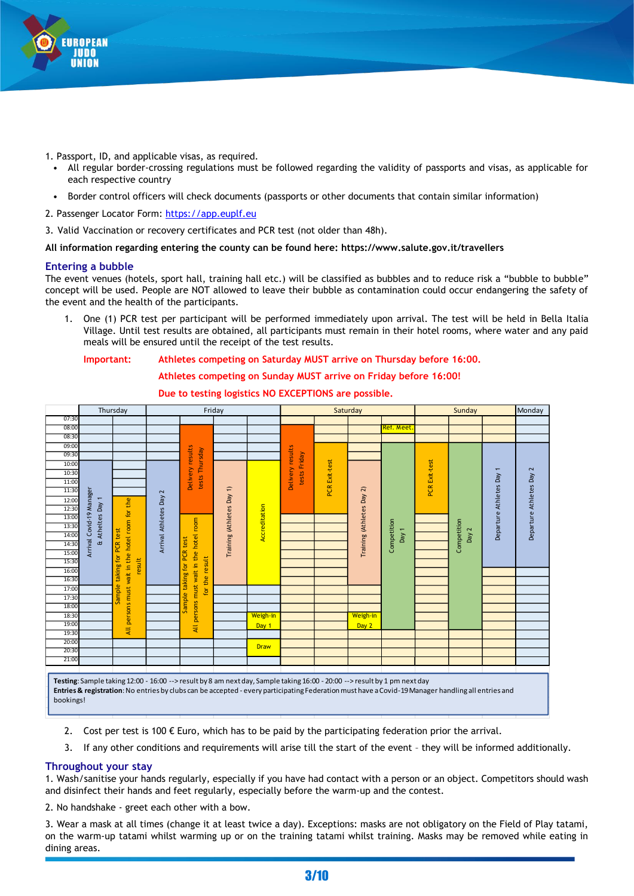1. Passport, ID, and applicable visas, as required.
   - All regular border-crossing regulations must be followed regarding the validity of passports and visas, as applicable for each respective country
   - Border control officers will check documents (passports or other documents that contain similar information)
2. Passenger Locator Form: https://app.euplf.eu
3. Valid Vaccination or recovery certificates and PCR test (not older than 48h).

**All information regarding entering the county can be found here: https://www.salute.gov.it/travellers**

## Entering a bubble

The event venues (hotels, sport hall, training hall etc.) will be classified as bubbles and to reduce risk a "bubble to bubble" concept will be used. People are NOT allowed to leave their bubble as contamination could occur endangering the safety of the event and the health of the participants.

1. One (1) PCR test per participant will be performed immediately upon arrival. The test will be held in Bella Italia Village. Until test results are obtained, all participants must remain in their hotel rooms, where water and any paid meals will be ensured until the receipt of the test results.

**Important:** **Athletes competing on Saturday MUST arrive on Thursday before 16:00.**
**Athletes competing on Sunday MUST arrive on Friday before 16:00!**
**Due to testing logistics NO EXCEPTIONS are possible.**

| Day | Activity | Time |
|---|---|---|
| Thursday | Arrival Covid-19 Manager & Athletes Day 1 | 10:00 – 16:30 |
| Thursday | Sample taking for PCR test – All persons must wait in the hotel room for the result | 12:00 – 20:00 |
| Friday | Arrival Athletes Day 2 | 10:00 – 16:30 |
| Friday | Delivery results tests Thursday | 08:00 – 12:30 |
| Friday | Sample taking for PCR test – All persons must wait in the hotel room for the result | 13:00 – 20:00 |
| Friday | Training (Athletes Day 1) | 10:00 – 16:30 |
| Friday | Accreditation | 09:30 – 16:30 |
| Friday | Weigh-in Day 1 | 18:30 – 19:30 |
| Friday | Draw | 20:00 – 20:30 |
| Saturday | Delivery results tests Friday | 08:00 – 12:30 |
| Saturday | PCR Exit-test | 09:00 – 12:30 |
| Saturday | Training (Athletes Day 2) | 10:00 – 16:30 |
| Saturday | Weigh-in Day 2 | 18:30 – 19:30 |
| Saturday | Ref. Meet. | 08:00 |
| Saturday | Competition Day 1 | 09:00 – 19:00 |
| Sunday | PCR Exit-test | 09:00 – 12:30 |
| Sunday | Competition Day 2 | 09:00 – 19:00 |
| Sunday | Departure Athletes Day 1 | 09:00 – 16:00 |
| Monday | Departure Athletes Day 2 | 09:00 – 16:00 |

**Testing**: Sample taking 12:00 - 16:00 --> result by 8 am next day, Sample taking 16:00 - 20:00 --> result by 1 pm next day
**Entries & registration**: No entries by clubs can be accepted - every participating Federation must have a Covid-19 Manager handling all entries and bookings!

2. Cost per test is 100 € Euro, which has to be paid by the participating federation prior the arrival.
3. If any other conditions and requirements will arise till the start of the event – they will be informed additionally.

## Throughout your stay

1. Wash/sanitise your hands regularly, especially if you have had contact with a person or an object. Competitors should wash and disinfect their hands and feet regularly, especially before the warm-up and the contest.

2. No handshake - greet each other with a bow.

3. Wear a mask at all times (change it at least twice a day). Exceptions: masks are not obligatory on the Field of Play tatami, on the warm-up tatami whilst warming up or on the training tatami whilst training. Masks may be removed while eating in dining areas.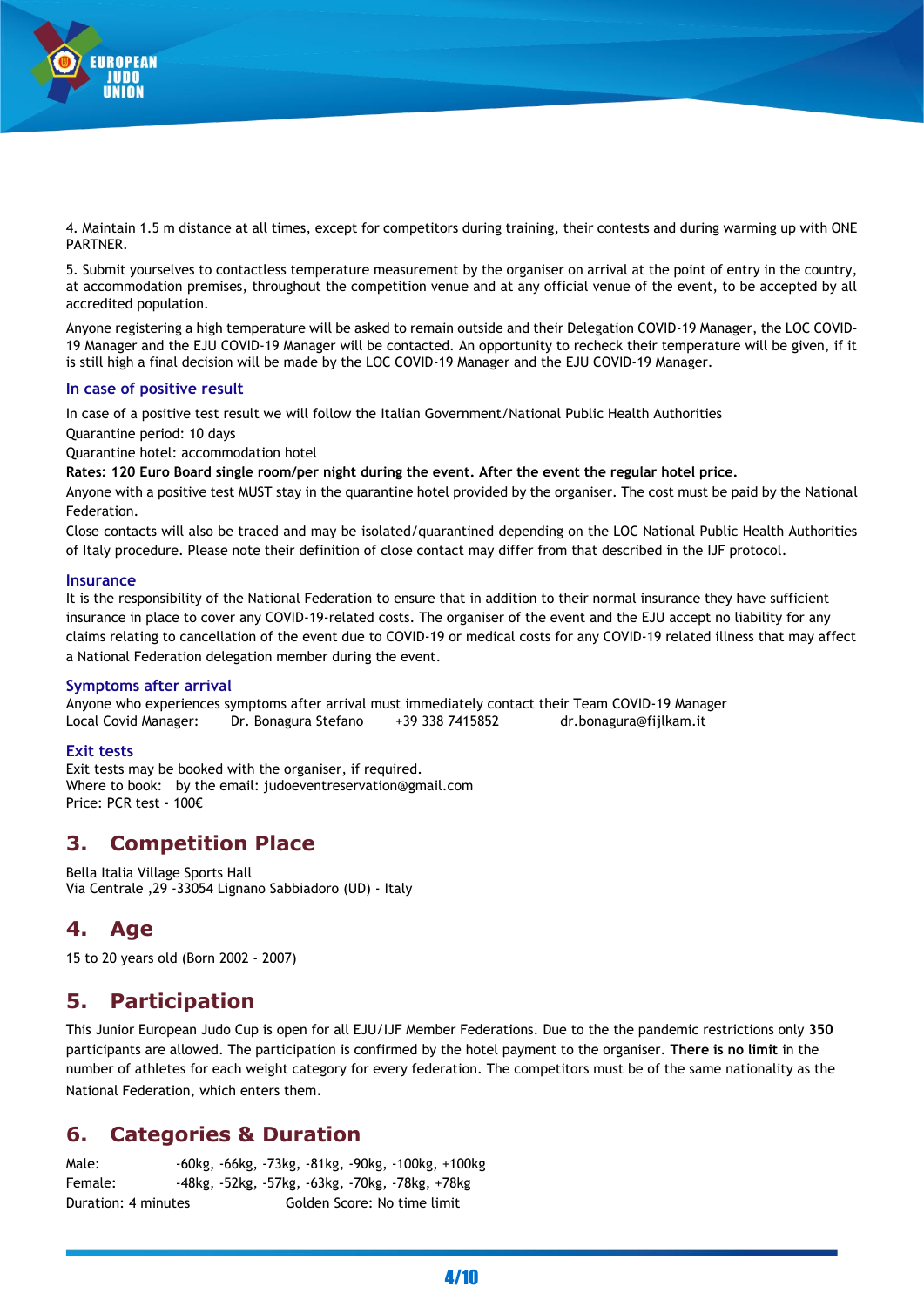4. Maintain 1.5 m distance at all times, except for competitors during training, their contests and during warming up with ONE PARTNER.

5. Submit yourselves to contactless temperature measurement by the organiser on arrival at the point of entry in the country, at accommodation premises, throughout the competition venue and at any official venue of the event, to be accepted by all accredited population.

Anyone registering a high temperature will be asked to remain outside and their Delegation COVID-19 Manager, the LOC COVID-19 Manager and the EJU COVID-19 Manager will be contacted. An opportunity to recheck their temperature will be given, if it is still high a final decision will be made by the LOC COVID-19 Manager and the EJU COVID-19 Manager.

### In case of positive result

In case of a positive test result we will follow the Italian Government/National Public Health Authorities

Quarantine period: 10 days

Quarantine hotel: accommodation hotel

**Rates: 120 Euro Board single room/per night during the event. After the event the regular hotel price.**

Anyone with a positive test MUST stay in the quarantine hotel provided by the organiser. The cost must be paid by the National Federation.

Close contacts will also be traced and may be isolated/quarantined depending on the LOC National Public Health Authorities of Italy procedure. Please note their definition of close contact may differ from that described in the IJF protocol.

### Insurance

It is the responsibility of the National Federation to ensure that in addition to their normal insurance they have sufficient insurance in place to cover any COVID-19-related costs. The organiser of the event and the EJU accept no liability for any claims relating to cancellation of the event due to COVID-19 or medical costs for any COVID-19 related illness that may affect a National Federation delegation member during the event.

### Symptoms after arrival

Anyone who experiences symptoms after arrival must immediately contact their Team COVID-19 Manager

Local Covid Manager: Dr. Bonagura Stefano +39 338 7415852 dr.bonagura@fijlkam.it

### Exit tests

Exit tests may be booked with the organiser, if required.

Where to book: by the email: judoeventreservation@gmail.com

Price: PCR test - 100€

## 3. Competition Place

Bella Italia Village Sports Hall

Via Centrale ,29 -33054 Lignano Sabbiadoro (UD) - Italy

## 4. Age

15 to 20 years old (Born 2002 - 2007)

## 5. Participation

This Junior European Judo Cup is open for all EJU/IJF Member Federations. Due to the the pandemic restrictions only **350** participants are allowed. The participation is confirmed by the hotel payment to the organiser. **There is no limit** in the number of athletes for each weight category for every federation. The competitors must be of the same nationality as the National Federation, which enters them.

## 6. Categories & Duration

Male: -60kg, -66kg, -73kg, -81kg, -90kg, -100kg, +100kg

Female: -48kg, -52kg, -57kg, -63kg, -70kg, -78kg, +78kg

Duration: 4 minutes Golden Score: No time limit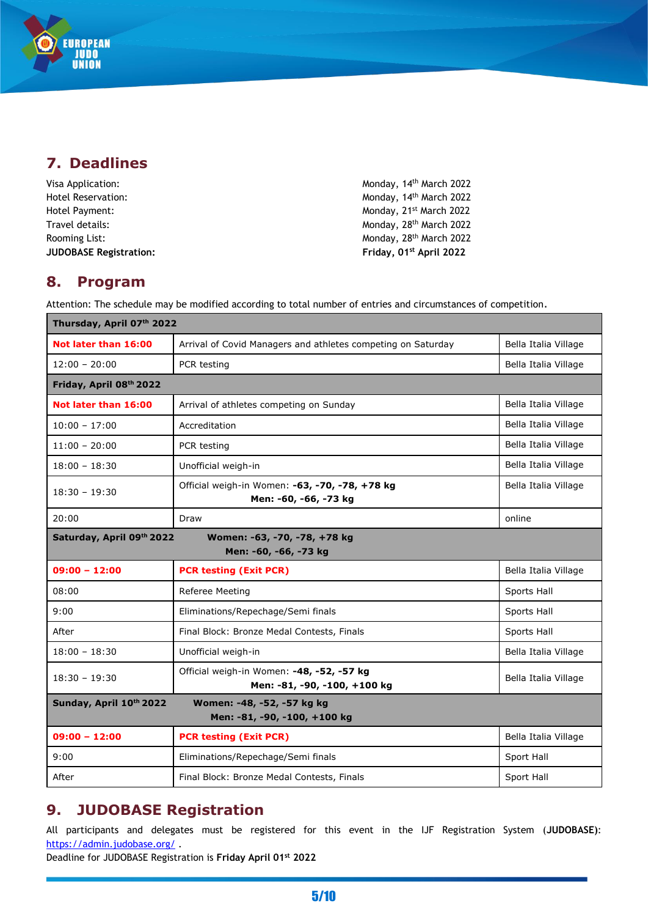## 7. Deadlines

| | |
|---|---|
| Visa Application: | Monday, 14th March 2022 |
| Hotel Reservation: | Monday, 14th March 2022 |
| Hotel Payment: | Monday, 21st March 2022 |
| Travel details: | Monday, 28th March 2022 |
| Rooming List: | Monday, 28th March 2022 |
| **JUDOBASE Registration:** | **Friday, 01st April 2022** |

## 8. Program

Attention: The schedule may be modified according to total number of entries and circumstances of competition.

| **Thursday, April 07th 2022** | | |
|---|---|---|
| **Not later than 16:00** | Arrival of Covid Managers and athletes competing on Saturday | Bella Italia Village |
| 12:00 – 20:00 | PCR testing | Bella Italia Village |
| **Friday, April 08th 2022** | | |
| **Not later than 16:00** | Arrival of athletes competing on Sunday | Bella Italia Village |
| 10:00 – 17:00 | Accreditation | Bella Italia Village |
| 11:00 – 20:00 | PCR testing | Bella Italia Village |
| 18:00 – 18:30 | Unofficial weigh-in | Bella Italia Village |
| 18:30 – 19:30 | Official weigh-in Women: **-63, -70, -78, +78 kg** **Men: -60, -66, -73 kg** | Bella Italia Village |
| 20:00 | Draw | online |
| **Saturday, April 09th 2022** | **Women: -63, -70, -78, +78 kg** **Men: -60, -66, -73 kg** | |
| **09:00 – 12:00** | **PCR testing (Exit PCR)** | Bella Italia Village |
| 08:00 | Referee Meeting | Sports Hall |
| 9:00 | Eliminations/Repechage/Semi finals | Sports Hall |
| After | Final Block: Bronze Medal Contests, Finals | Sports Hall |
| 18:00 – 18:30 | Unofficial weigh-in | Bella Italia Village |
| 18:30 – 19:30 | Official weigh-in Women: **-48, -52, -57 kg** **Men: -81, -90, -100, +100 kg** | Bella Italia Village |
| **Sunday, April 10th 2022** | **Women: -48, -52, -57 kg kg** **Men: -81, -90, -100, +100 kg** | |
| **09:00 – 12:00** | **PCR testing (Exit PCR)** | Bella Italia Village |
| 9:00 | Eliminations/Repechage/Semi finals | Sport Hall |
| After | Final Block: Bronze Medal Contests, Finals | Sport Hall |

## 9. JUDOBASE Registration

All participants and delegates must be registered for this event in the IJF Registration System (**JUDOBASE**): https://admin.judobase.org/ .

Deadline for JUDOBASE Registration is **Friday April 01st 2022**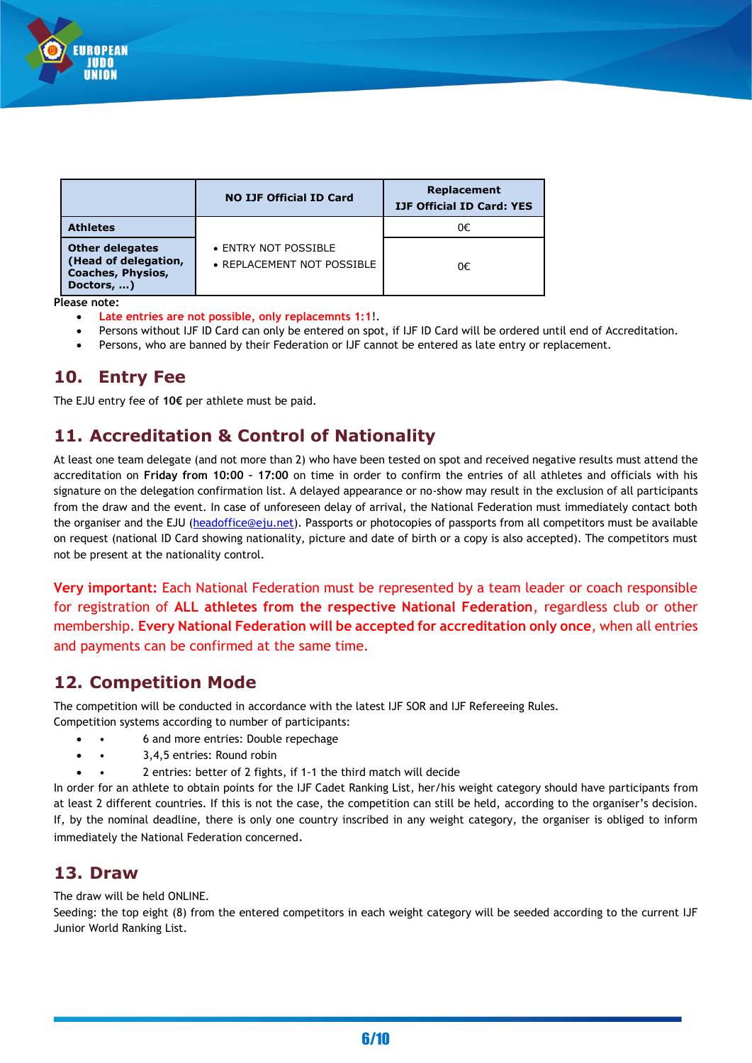| | NO IJF Official ID Card | Replacement IJF Official ID Card: YES |
|---|---|---|
| **Athletes** | • ENTRY NOT POSSIBLE<br>• REPLACEMENT NOT POSSIBLE | 0€ |
| **Other delegates (Head of delegation, Coaches, Physios, Doctors, …)** | | 0€ |

**Please note:**

- **Late entries are not possible, only replacemnts 1:1**!.
- Persons without IJF ID Card can only be entered on spot, if IJF ID Card will be ordered until end of Accreditation.
- Persons, who are banned by their Federation or IJF cannot be entered as late entry or replacement.

## 10. Entry Fee

The EJU entry fee of **10€** per athlete must be paid.

## 11. Accreditation & Control of Nationality

At least one team delegate (and not more than 2) who have been tested on spot and received negative results must attend the accreditation on **Friday from 10:00 – 17:00** on time in order to confirm the entries of all athletes and officials with his signature on the delegation confirmation list. A delayed appearance or no-show may result in the exclusion of all participants from the draw and the event. In case of unforeseen delay of arrival, the National Federation must immediately contact both the organiser and the EJU (headoffice@eju.net). Passports or photocopies of passports from all competitors must be available on request (national ID Card showing nationality, picture and date of birth or a copy is also accepted). The competitors must not be present at the nationality control.

**Very important:** Each National Federation must be represented by a team leader or coach responsible for registration of **ALL athletes from the respective National Federation**, regardless club or other membership. **Every National Federation will be accepted for accreditation only once**, when all entries and payments can be confirmed at the same time.

## 12. Competition Mode

The competition will be conducted in accordance with the latest IJF SOR and IJF Refereeing Rules.
Competition systems according to number of participants:

- 6 and more entries: Double repechage
- 3,4,5 entries: Round robin
- 2 entries: better of 2 fights, if 1-1 the third match will decide

In order for an athlete to obtain points for the IJF Cadet Ranking List, her/his weight category should have participants from at least 2 different countries. If this is not the case, the competition can still be held, according to the organiser's decision. If, by the nominal deadline, there is only one country inscribed in any weight category, the organiser is obliged to inform immediately the National Federation concerned.

## 13. Draw

The draw will be held ONLINE.
Seeding: the top eight (8) from the entered competitors in each weight category will be seeded according to the current IJF Junior World Ranking List.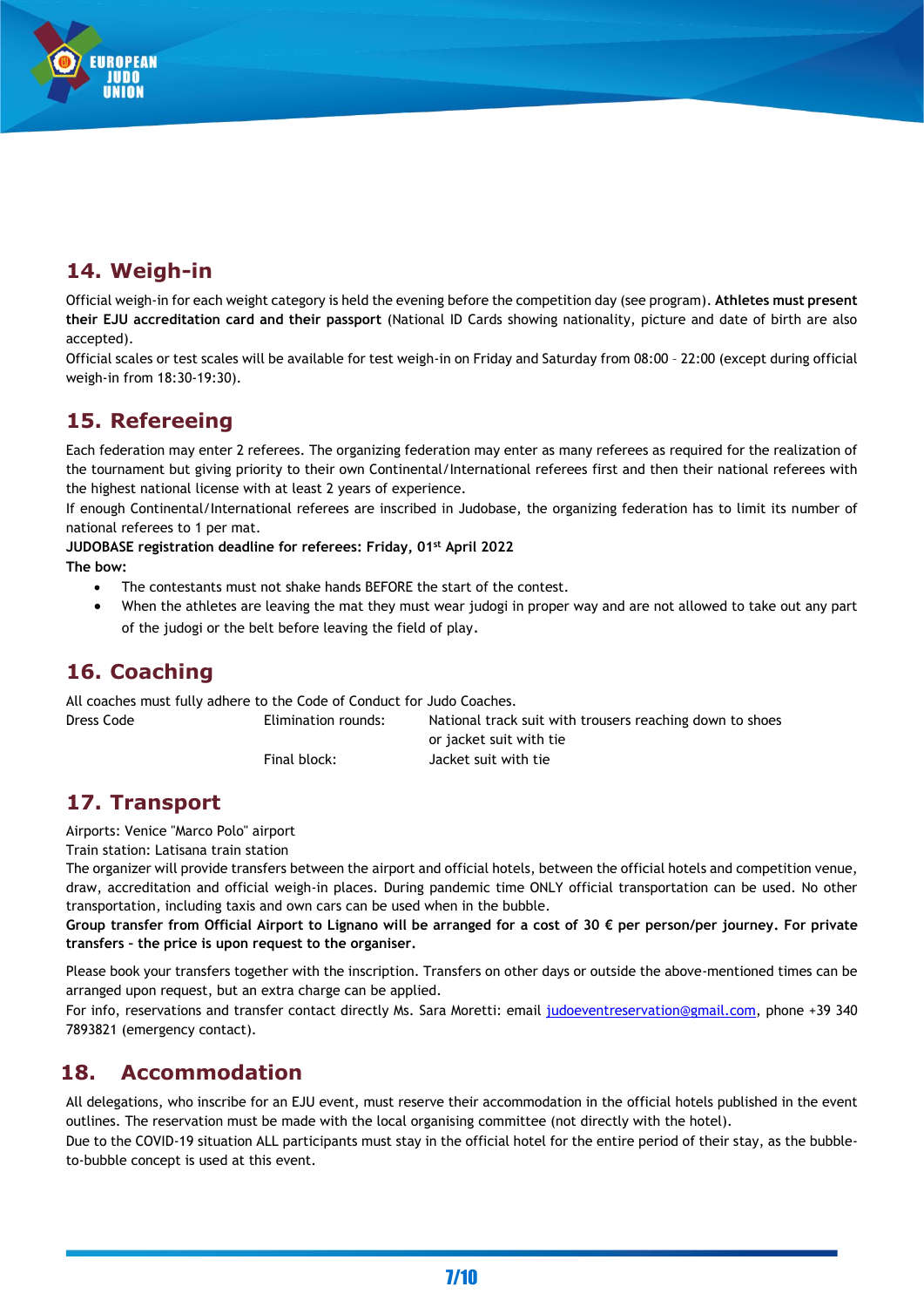## 14. Weigh-in

Official weigh-in for each weight category is held the evening before the competition day (see program). **Athletes must present their EJU accreditation card and their passport** (National ID Cards showing nationality, picture and date of birth are also accepted).

Official scales or test scales will be available for test weigh-in on Friday and Saturday from 08:00 – 22:00 (except during official weigh-in from 18:30-19:30).

## 15. Refereeing

Each federation may enter 2 referees. The organizing federation may enter as many referees as required for the realization of the tournament but giving priority to their own Continental/International referees first and then their national referees with the highest national license with at least 2 years of experience.

If enough Continental/International referees are inscribed in Judobase, the organizing federation has to limit its number of national referees to 1 per mat.

**JUDOBASE registration deadline for referees: Friday, 01st April 2022**

**The bow:**

- The contestants must not shake hands BEFORE the start of the contest.
- When the athletes are leaving the mat they must wear judogi in proper way and are not allowed to take out any part of the judogi or the belt before leaving the field of play.

## 16. Coaching

All coaches must fully adhere to the Code of Conduct for Judo Coaches.

| Dress Code | Elimination rounds: | National track suit with trousers reaching down to shoes or jacket suit with tie |
|---|---|---|
| | Final block: | Jacket suit with tie |

## 17. Transport

Airports: Venice "Marco Polo" airport

Train station: Latisana train station

The organizer will provide transfers between the airport and official hotels, between the official hotels and competition venue, draw, accreditation and official weigh-in places. During pandemic time ONLY official transportation can be used. No other transportation, including taxis and own cars can be used when in the bubble.

**Group transfer from Official Airport to Lignano will be arranged for a cost of 30 € per person/per journey. For private transfers – the price is upon request to the organiser.**

Please book your transfers together with the inscription. Transfers on other days or outside the above-mentioned times can be arranged upon request, but an extra charge can be applied.

For info, reservations and transfer contact directly Ms. Sara Moretti: email judoeventreservation@gmail.com, phone +39 340 7893821 (emergency contact).

## 18. Accommodation

All delegations, who inscribe for an EJU event, must reserve their accommodation in the official hotels published in the event outlines. The reservation must be made with the local organising committee (not directly with the hotel).

Due to the COVID-19 situation ALL participants must stay in the official hotel for the entire period of their stay, as the bubble-to-bubble concept is used at this event.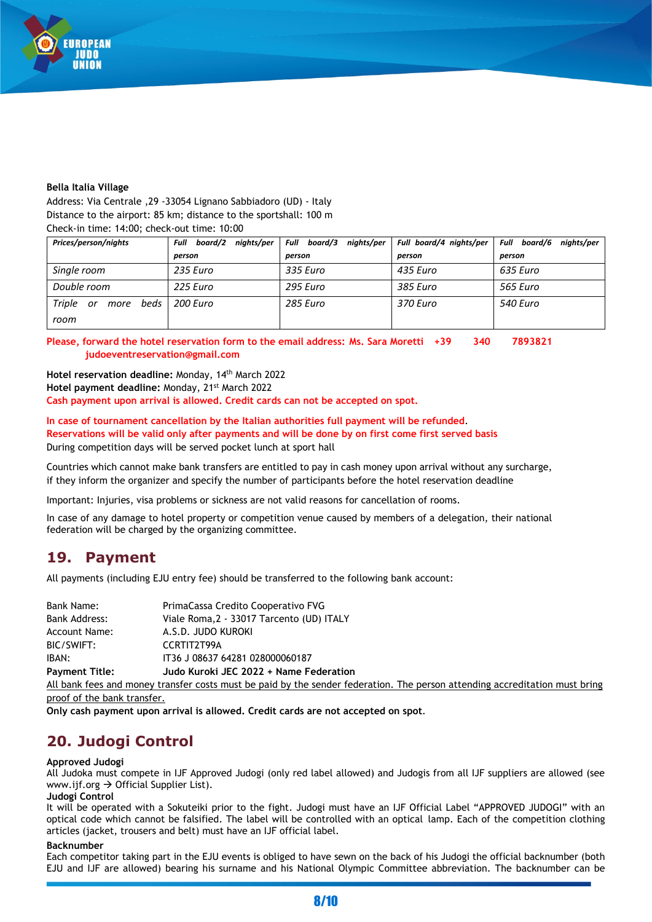**Bella Italia Village**

Address: Via Centrale ,29 -33054 Lignano Sabbiadoro (UD) - Italy

Distance to the airport: 85 km; distance to the sportshall: 100 m

Check-in time: 14:00; check-out time: 10:00

| *Prices/person/nights* | *Full board/2 nights/per person* | *Full board/3 nights/per person* | *Full board/4 nights/per person* | *Full board/6 nights/per person* |
|---|---|---|---|---|
| *Single room* | *235 Euro* | *335 Euro* | *435 Euro* | *635 Euro* |
| *Double room* | *225 Euro* | *295 Euro* | *385 Euro* | *565 Euro* |
| *Triple or more beds room* | *200 Euro* | *285 Euro* | *370 Euro* | *540 Euro* |

**Please, forward the hotel reservation form to the email address: Ms. Sara Moretti +39 340 7893821 judoeventreservation@gmail.com**

**Hotel reservation deadline:** Monday, 14th March 2022

**Hotel payment deadline:** Monday, 21st March 2022

**Cash payment upon arrival is allowed. Credit cards can not be accepted on spot.**

**In case of tournament cancellation by the Italian authorities full payment will be refunded.**

**Reservations will be valid only after payments and will be done by on first come first served basis**

During competition days will be served pocket lunch at sport hall

Countries which cannot make bank transfers are entitled to pay in cash money upon arrival without any surcharge, if they inform the organizer and specify the number of participants before the hotel reservation deadline

Important: Injuries, visa problems or sickness are not valid reasons for cancellation of rooms.

In case of any damage to hotel property or competition venue caused by members of a delegation, their national federation will be charged by the organizing committee.

## 19. Payment

All payments (including EJU entry fee) should be transferred to the following bank account:

Bank Name: PrimaCassa Credito Cooperativo FVG

Bank Address: Viale Roma,2 - 33017 Tarcento (UD) ITALY

Account Name: A.S.D. JUDO KUROKI

BIC/SWIFT: CCRTIT2T99A

IBAN: IT36 J 08637 64281 028000060187

**Payment Title: Judo Kuroki JEC 2022 + Name Federation**

<u>All bank fees and money transfer costs must be paid by the sender federation. The person attending accreditation must bring proof of the bank transfer.</u>

**Only cash payment upon arrival is allowed. Credit cards are not accepted on spot**.

## 20. Judogi Control

**Approved Judogi**

All Judoka must compete in IJF Approved Judogi (only red label allowed) and Judogis from all IJF suppliers are allowed (see www.ijf.org → Official Supplier List).

**Judogi Control**

It will be operated with a Sokuteiki prior to the fight. Judogi must have an IJF Official Label "APPROVED JUDOGI" with an optical code which cannot be falsified. The label will be controlled with an optical lamp. Each of the competition clothing articles (jacket, trousers and belt) must have an IJF official label.

**Backnumber**

Each competitor taking part in the EJU events is obliged to have sewn on the back of his Judogi the official backnumber (both EJU and IJF are allowed) bearing his surname and his National Olympic Committee abbreviation. The backnumber can be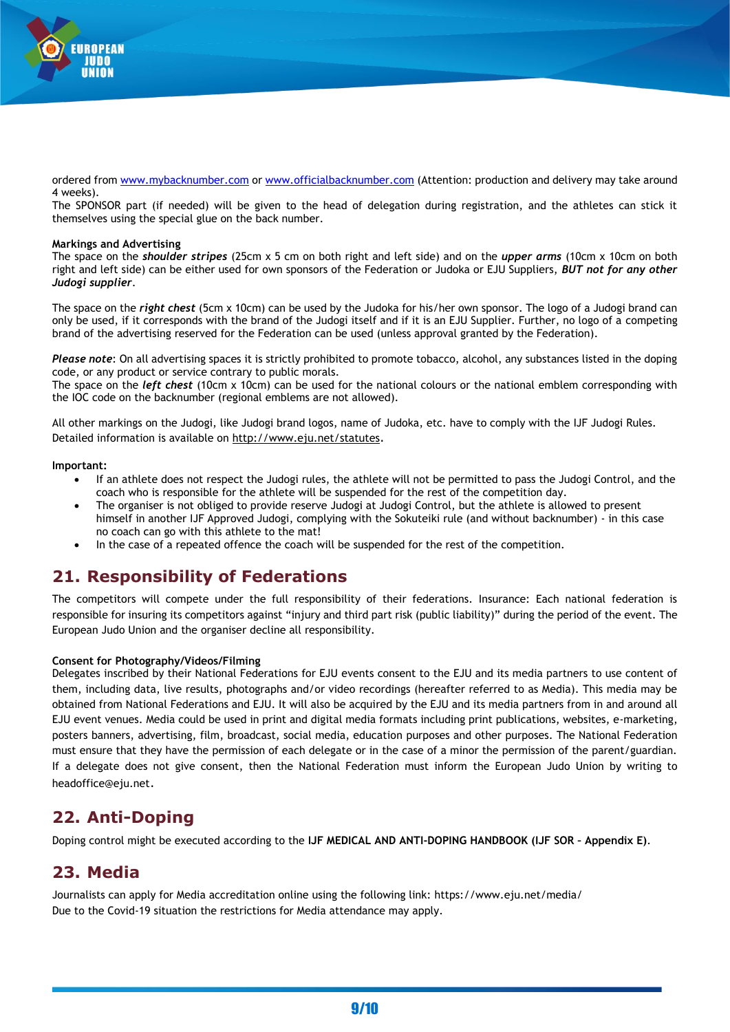ordered from www.mybacknumber.com or www.officialbacknumber.com (Attention: production and delivery may take around 4 weeks).
The SPONSOR part (if needed) will be given to the head of delegation during registration, and the athletes can stick it themselves using the special glue on the back number.

**Markings and Advertising**
The space on the ***shoulder stripes*** (25cm x 5 cm on both right and left side) and on the ***upper arms*** (10cm x 10cm on both right and left side) can be either used for own sponsors of the Federation or Judoka or EJU Suppliers, ***BUT not for any other Judogi supplier***.

The space on the ***right chest*** (5cm x 10cm) can be used by the Judoka for his/her own sponsor. The logo of a Judogi brand can only be used, if it corresponds with the brand of the Judogi itself and if it is an EJU Supplier. Further, no logo of a competing brand of the advertising reserved for the Federation can be used (unless approval granted by the Federation).

***Please note***: On all advertising spaces it is strictly prohibited to promote tobacco, alcohol, any substances listed in the doping code, or any product or service contrary to public morals.
The space on the ***left chest*** (10cm x 10cm) can be used for the national colours or the national emblem corresponding with the IOC code on the backnumber (regional emblems are not allowed).

All other markings on the Judogi, like Judogi brand logos, name of Judoka, etc. have to comply with the IJF Judogi Rules. Detailed information is available on http://www.eju.net/statutes.

**Important:**

- If an athlete does not respect the Judogi rules, the athlete will not be permitted to pass the Judogi Control, and the coach who is responsible for the athlete will be suspended for the rest of the competition day.
- The organiser is not obliged to provide reserve Judogi at Judogi Control, but the athlete is allowed to present himself in another IJF Approved Judogi, complying with the Sokuteiki rule (and without backnumber) - in this case no coach can go with this athlete to the mat!
- In the case of a repeated offence the coach will be suspended for the rest of the competition.

## 21. Responsibility of Federations

The competitors will compete under the full responsibility of their federations. Insurance: Each national federation is responsible for insuring its competitors against “injury and third part risk (public liability)” during the period of the event. The European Judo Union and the organiser decline all responsibility.

**Consent for Photography/Videos/Filming**
Delegates inscribed by their National Federations for EJU events consent to the EJU and its media partners to use content of them, including data, live results, photographs and/or video recordings (hereafter referred to as Media). This media may be obtained from National Federations and EJU. It will also be acquired by the EJU and its media partners from in and around all EJU event venues. Media could be used in print and digital media formats including print publications, websites, e-marketing, posters banners, advertising, film, broadcast, social media, education purposes and other purposes. The National Federation must ensure that they have the permission of each delegate or in the case of a minor the permission of the parent/guardian. If a delegate does not give consent, then the National Federation must inform the European Judo Union by writing to headoffice@eju.net.

## 22. Anti-Doping

Doping control might be executed according to the **IJF MEDICAL AND ANTI-DOPING HANDBOOK (IJF SOR – Appendix E)**.

## 23. Media

Journalists can apply for Media accreditation online using the following link: https://www.eju.net/media/
Due to the Covid-19 situation the restrictions for Media attendance may apply.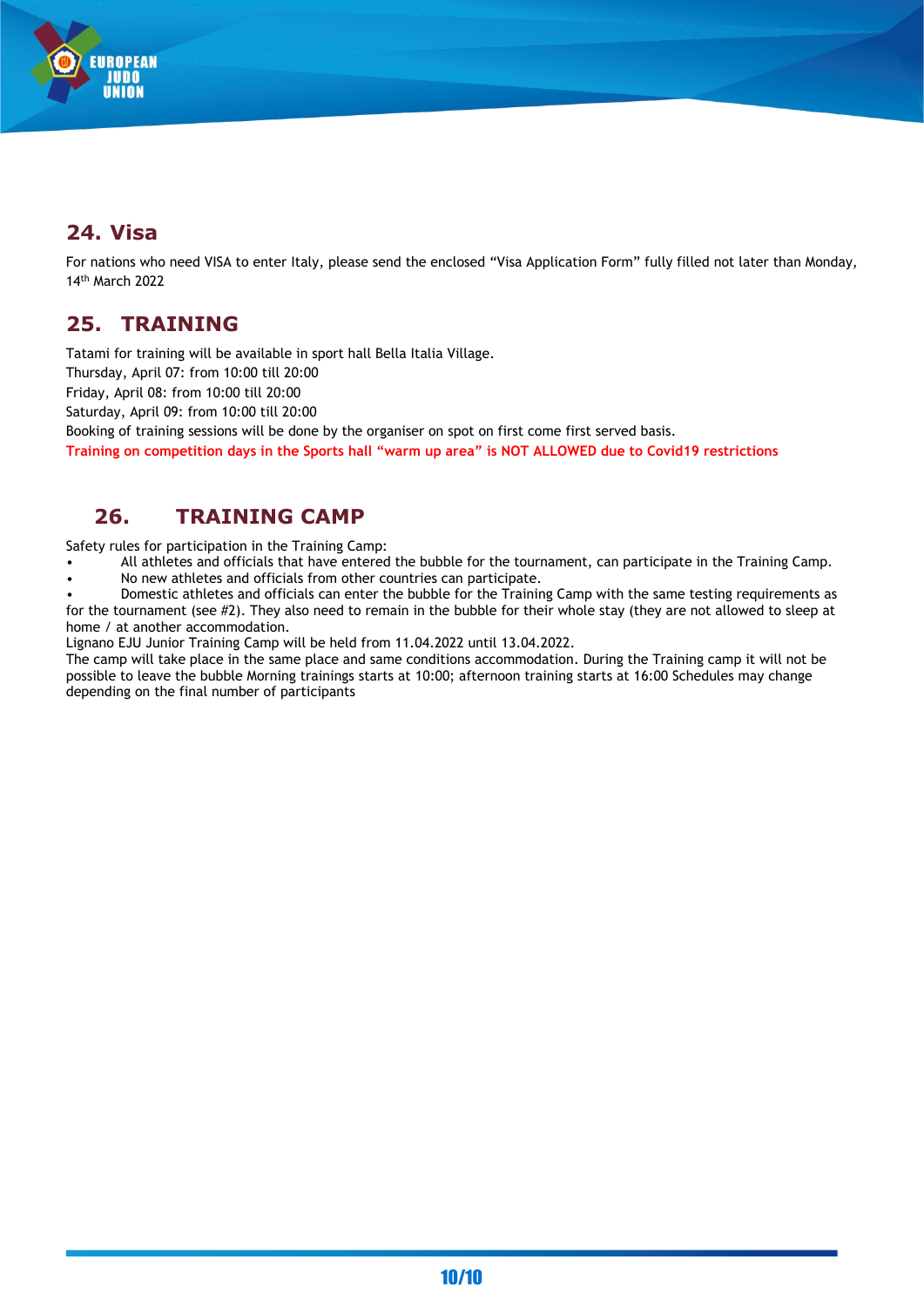## 24. Visa

For nations who need VISA to enter Italy, please send the enclosed “Visa Application Form” fully filled not later than Monday, 14th March 2022

## 25. TRAINING

Tatami for training will be available in sport hall Bella Italia Village.
Thursday, April 07: from 10:00 till 20:00
Friday, April 08: from 10:00 till 20:00
Saturday, April 09: from 10:00 till 20:00
Booking of training sessions will be done by the organiser on spot on first come first served basis.
**Training on competition days in the Sports hall “warm up area” is NOT ALLOWED due to Covid19 restrictions**

## 26. TRAINING CAMP

Safety rules for participation in the Training Camp:

- All athletes and officials that have entered the bubble for the tournament, can participate in the Training Camp.
- No new athletes and officials from other countries can participate.
- Domestic athletes and officials can enter the bubble for the Training Camp with the same testing requirements as for the tournament (see #2). They also need to remain in the bubble for their whole stay (they are not allowed to sleep at home / at another accommodation.

Lignano EJU Junior Training Camp will be held from 11.04.2022 until 13.04.2022.
The camp will take place in the same place and same conditions accommodation. During the Training camp it will not be possible to leave the bubble Morning trainings starts at 10:00; afternoon training starts at 16:00 Schedules may change depending on the final number of participants